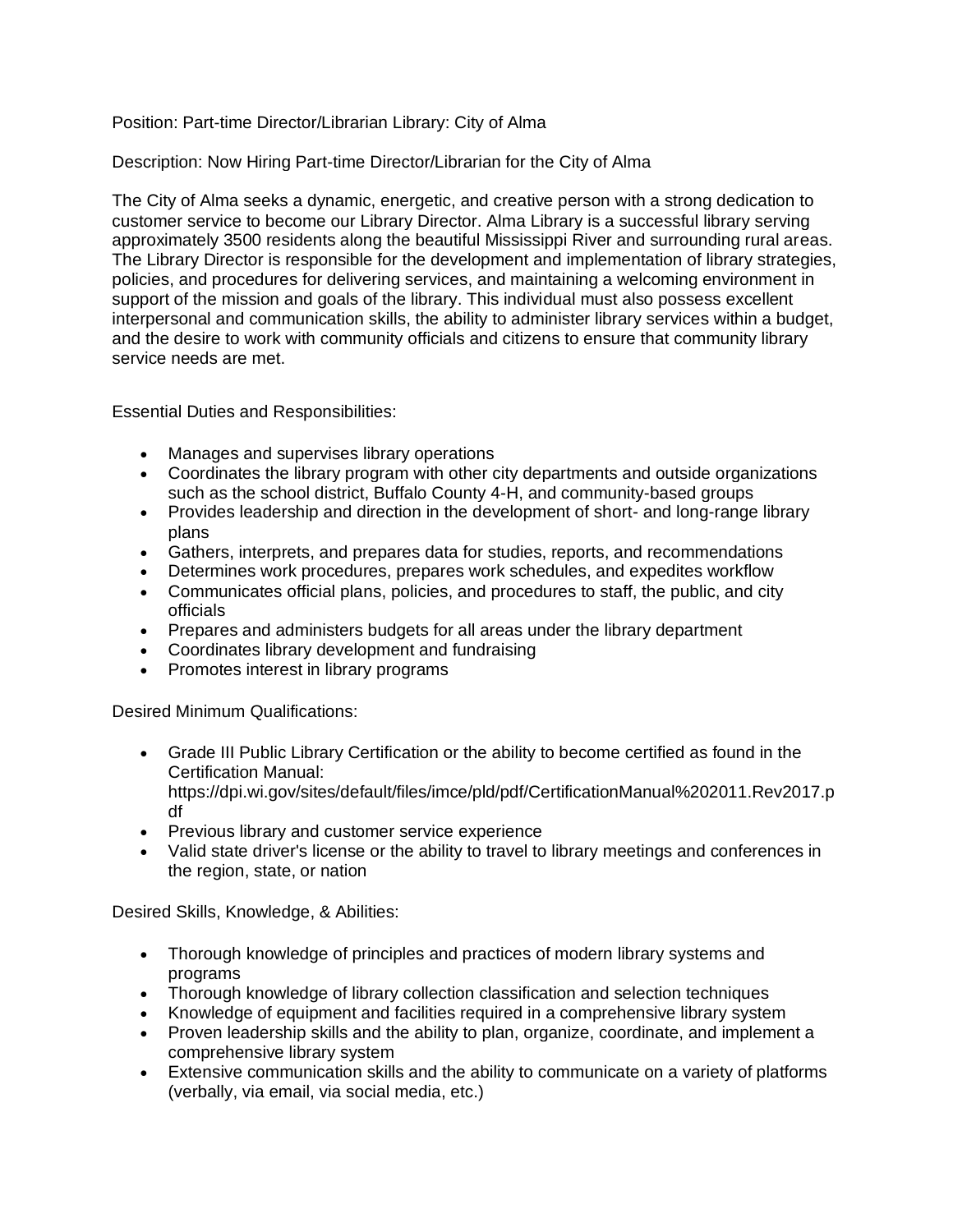Position: Part-time Director/Librarian Library: City of Alma

Description: Now Hiring Part-time Director/Librarian for the City of Alma

The City of Alma seeks a dynamic, energetic, and creative person with a strong dedication to customer service to become our Library Director. Alma Library is a successful library serving approximately 3500 residents along the beautiful Mississippi River and surrounding rural areas. The Library Director is responsible for the development and implementation of library strategies, policies, and procedures for delivering services, and maintaining a welcoming environment in support of the mission and goals of the library. This individual must also possess excellent interpersonal and communication skills, the ability to administer library services within a budget, and the desire to work with community officials and citizens to ensure that community library service needs are met.

Essential Duties and Responsibilities:

- Manages and supervises library operations
- Coordinates the library program with other city departments and outside organizations such as the school district, Buffalo County 4-H, and community-based groups
- Provides leadership and direction in the development of short- and long-range library plans
- Gathers, interprets, and prepares data for studies, reports, and recommendations
- Determines work procedures, prepares work schedules, and expedites workflow
- Communicates official plans, policies, and procedures to staff, the public, and city officials
- Prepares and administers budgets for all areas under the library department
- Coordinates library development and fundraising
- Promotes interest in library programs

Desired Minimum Qualifications:

- Grade III Public Library Certification or the ability to become certified as found in the Certification Manual: https://dpi.wi.gov/sites/default/files/imce/pld/pdf/CertificationManual%202011.Rev2017.pdf
- Previous library and customer service experience
- Valid state driver's license or the ability to travel to library meetings and conferences in the region, state, or nation

Desired Skills, Knowledge, & Abilities:

- Thorough knowledge of principles and practices of modern library systems and programs
- Thorough knowledge of library collection classification and selection techniques
- Knowledge of equipment and facilities required in a comprehensive library system
- Proven leadership skills and the ability to plan, organize, coordinate, and implement a comprehensive library system
- Extensive communication skills and the ability to communicate on a variety of platforms (verbally, via email, via social media, etc.)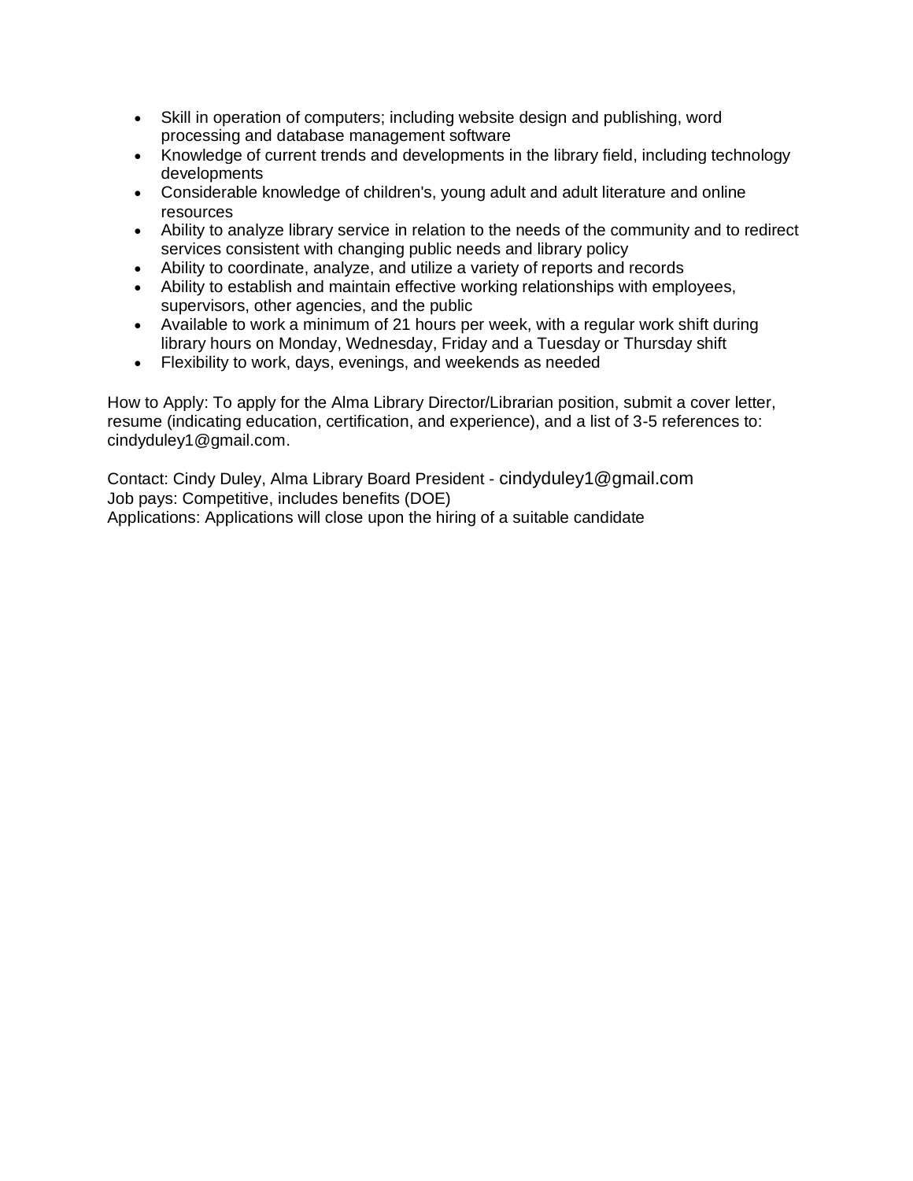- Skill in operation of computers; including website design and publishing, word processing and database management software
- Knowledge of current trends and developments in the library field, including technology developments
- Considerable knowledge of children's, young adult and adult literature and online resources
- Ability to analyze library service in relation to the needs of the community and to redirect services consistent with changing public needs and library policy
- Ability to coordinate, analyze, and utilize a variety of reports and records
- Ability to establish and maintain effective working relationships with employees, supervisors, other agencies, and the public
- Available to work a minimum of 21 hours per week, with a regular work shift during library hours on Monday, Wednesday, Friday and a Tuesday or Thursday shift
- Flexibility to work, days, evenings, and weekends as needed

How to Apply: To apply for the Alma Library Director/Librarian position, submit a cover letter, resume (indicating education, certification, and experience), and a list of 3-5 references to: cindyduley1@gmail.com.

Contact: Cindy Duley, Alma Library Board President - cindyduley1@gmail.com
Job pays: Competitive, includes benefits (DOE)
Applications: Applications will close upon the hiring of a suitable candidate